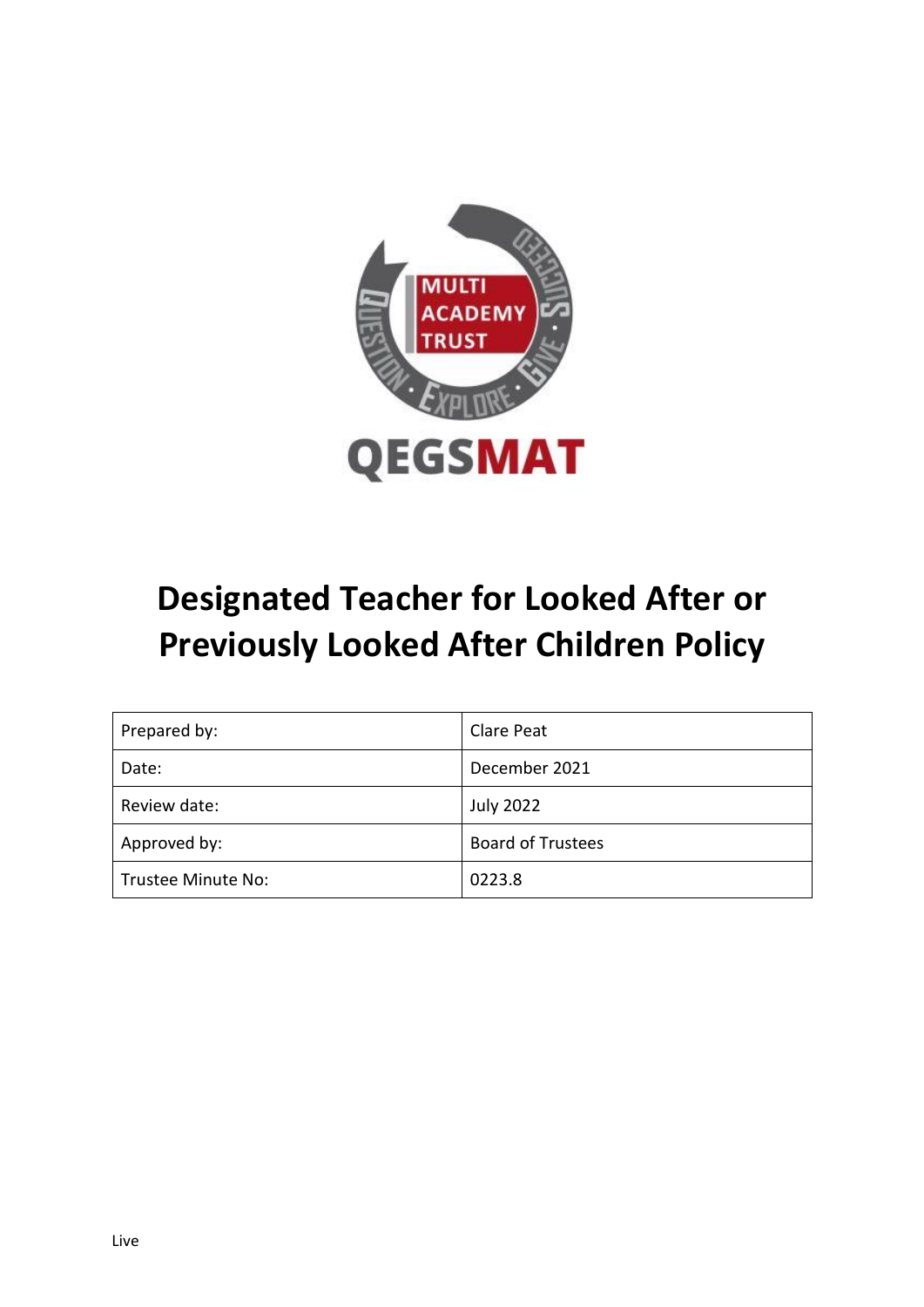# Designated Teacher for Looked After or Previously Looked After Children Policy

| Prepared by: | Clare Peat |
| --- | --- |
| Date: | December 2021 |
| Review date: | July 2022 |
| Approved by: | Board of Trustees |
| Trustee Minute No: | 0223.8 |

Live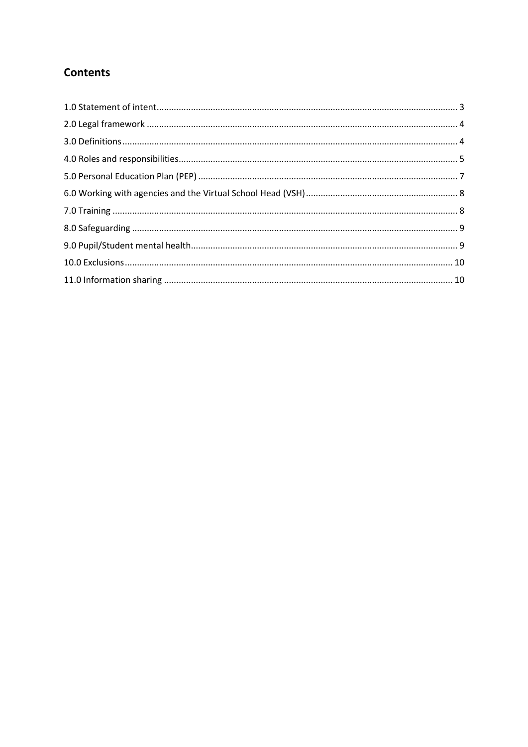## Contents

1.0 Statement of intent .......... 3
2.0 Legal framework .......... 4
3.0 Definitions .......... 4
4.0 Roles and responsibilities .......... 5
5.0 Personal Education Plan (PEP) .......... 7
6.0 Working with agencies and the Virtual School Head (VSH) .......... 8
7.0 Training .......... 8
8.0 Safeguarding .......... 9
9.0 Pupil/Student mental health .......... 9
10.0 Exclusions .......... 10
11.0 Information sharing .......... 10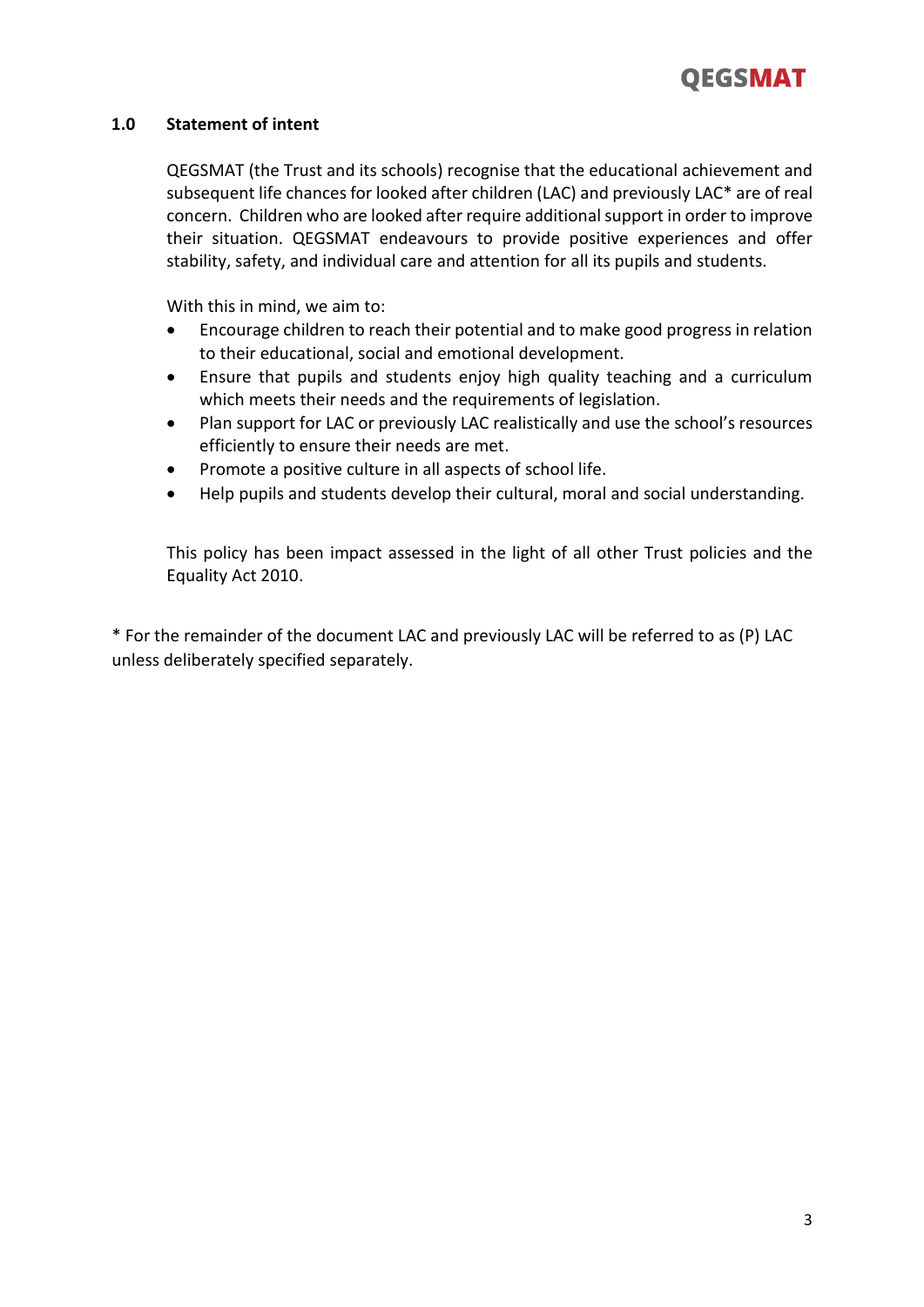## 1.0 Statement of intent

QEGSMAT (the Trust and its schools) recognise that the educational achievement and subsequent life chances for looked after children (LAC) and previously LAC* are of real concern. Children who are looked after require additional support in order to improve their situation. QEGSMAT endeavours to provide positive experiences and offer stability, safety, and individual care and attention for all its pupils and students.

With this in mind, we aim to:

- Encourage children to reach their potential and to make good progress in relation to their educational, social and emotional development.
- Ensure that pupils and students enjoy high quality teaching and a curriculum which meets their needs and the requirements of legislation.
- Plan support for LAC or previously LAC realistically and use the school's resources efficiently to ensure their needs are met.
- Promote a positive culture in all aspects of school life.
- Help pupils and students develop their cultural, moral and social understanding.

This policy has been impact assessed in the light of all other Trust policies and the Equality Act 2010.

* For the remainder of the document LAC and previously LAC will be referred to as (P) LAC unless deliberately specified separately.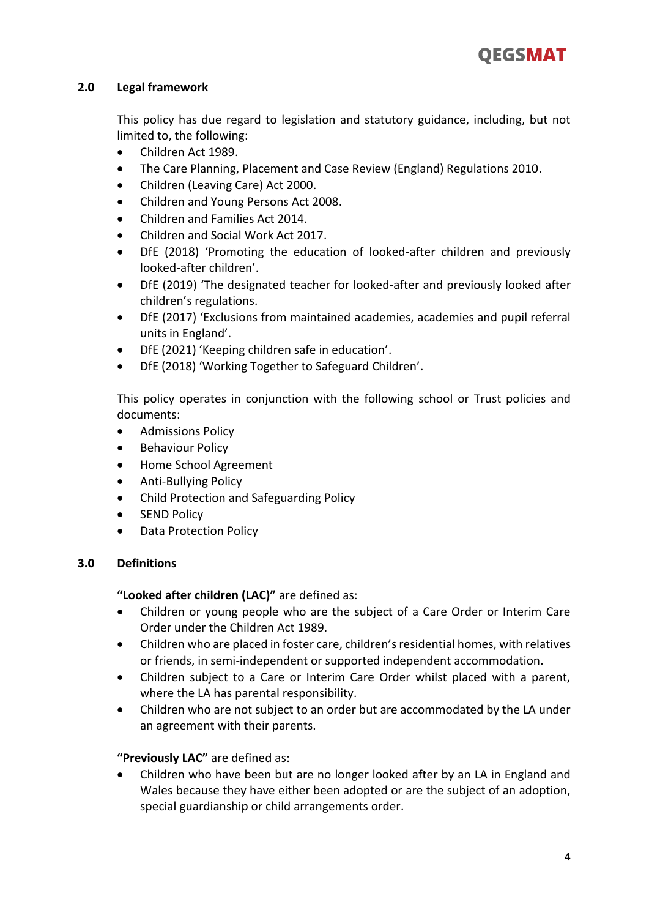## 2.0 Legal framework

This policy has due regard to legislation and statutory guidance, including, but not limited to, the following:

- Children Act 1989.
- The Care Planning, Placement and Case Review (England) Regulations 2010.
- Children (Leaving Care) Act 2000.
- Children and Young Persons Act 2008.
- Children and Families Act 2014.
- Children and Social Work Act 2017.
- DfE (2018) 'Promoting the education of looked-after children and previously looked-after children'.
- DfE (2019) 'The designated teacher for looked-after and previously looked after children's regulations.
- DfE (2017) 'Exclusions from maintained academies, academies and pupil referral units in England'.
- DfE (2021) 'Keeping children safe in education'.
- DfE (2018) 'Working Together to Safeguard Children'.

This policy operates in conjunction with the following school or Trust policies and documents:

- Admissions Policy
- Behaviour Policy
- Home School Agreement
- Anti-Bullying Policy
- Child Protection and Safeguarding Policy
- SEND Policy
- Data Protection Policy

## 3.0 Definitions

**"Looked after children (LAC)"** are defined as:

- Children or young people who are the subject of a Care Order or Interim Care Order under the Children Act 1989.
- Children who are placed in foster care, children's residential homes, with relatives or friends, in semi-independent or supported independent accommodation.
- Children subject to a Care or Interim Care Order whilst placed with a parent, where the LA has parental responsibility.
- Children who are not subject to an order but are accommodated by the LA under an agreement with their parents.

**"Previously LAC"** are defined as:

- Children who have been but are no longer looked after by an LA in England and Wales because they have either been adopted or are the subject of an adoption, special guardianship or child arrangements order.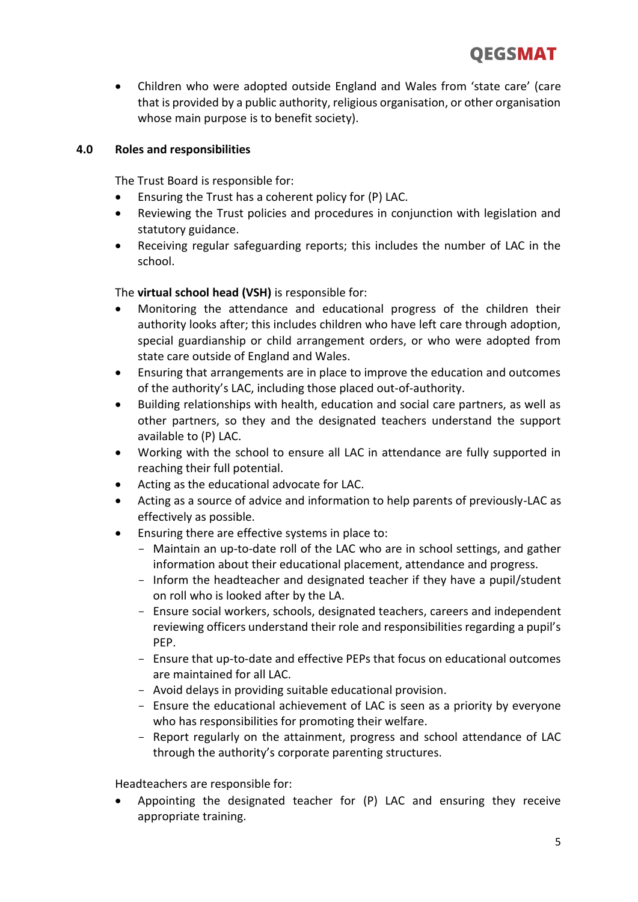- Children who were adopted outside England and Wales from 'state care' (care that is provided by a public authority, religious organisation, or other organisation whose main purpose is to benefit society).

## 4.0 Roles and responsibilities

The Trust Board is responsible for:

- Ensuring the Trust has a coherent policy for (P) LAC.
- Reviewing the Trust policies and procedures in conjunction with legislation and statutory guidance.
- Receiving regular safeguarding reports; this includes the number of LAC in the school.

The **virtual school head (VSH)** is responsible for:

- Monitoring the attendance and educational progress of the children their authority looks after; this includes children who have left care through adoption, special guardianship or child arrangement orders, or who were adopted from state care outside of England and Wales.
- Ensuring that arrangements are in place to improve the education and outcomes of the authority's LAC, including those placed out-of-authority.
- Building relationships with health, education and social care partners, as well as other partners, so they and the designated teachers understand the support available to (P) LAC.
- Working with the school to ensure all LAC in attendance are fully supported in reaching their full potential.
- Acting as the educational advocate for LAC.
- Acting as a source of advice and information to help parents of previously-LAC as effectively as possible.
- Ensuring there are effective systems in place to:
  - Maintain an up-to-date roll of the LAC who are in school settings, and gather information about their educational placement, attendance and progress.
  - Inform the headteacher and designated teacher if they have a pupil/student on roll who is looked after by the LA.
  - Ensure social workers, schools, designated teachers, careers and independent reviewing officers understand their role and responsibilities regarding a pupil's PEP.
  - Ensure that up-to-date and effective PEPs that focus on educational outcomes are maintained for all LAC.
  - Avoid delays in providing suitable educational provision.
  - Ensure the educational achievement of LAC is seen as a priority by everyone who has responsibilities for promoting their welfare.
  - Report regularly on the attainment, progress and school attendance of LAC through the authority's corporate parenting structures.

Headteachers are responsible for:

- Appointing the designated teacher for (P) LAC and ensuring they receive appropriate training.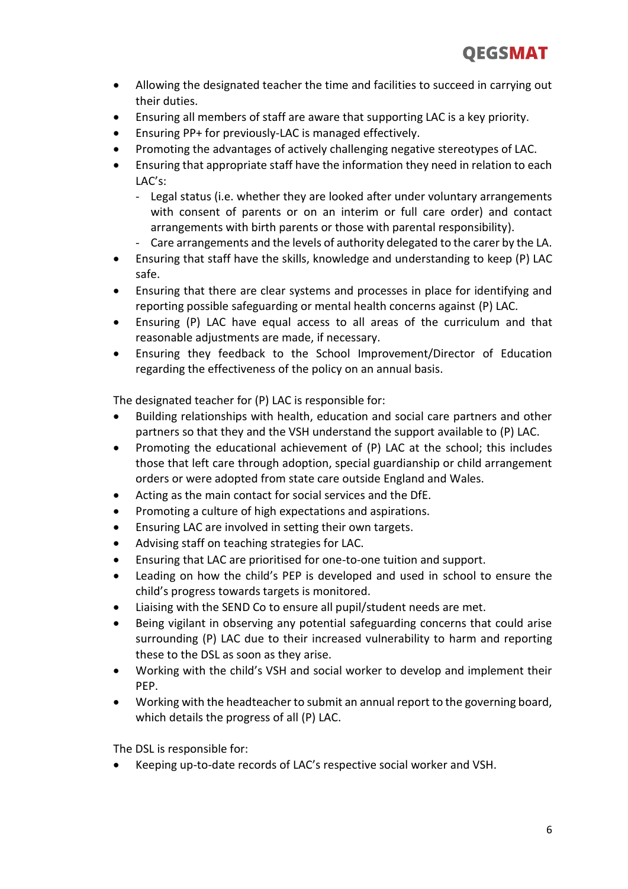- Allowing the designated teacher the time and facilities to succeed in carrying out their duties.
- Ensuring all members of staff are aware that supporting LAC is a key priority.
- Ensuring PP+ for previously-LAC is managed effectively.
- Promoting the advantages of actively challenging negative stereotypes of LAC.
- Ensuring that appropriate staff have the information they need in relation to each LAC's:
  - Legal status (i.e. whether they are looked after under voluntary arrangements with consent of parents or on an interim or full care order) and contact arrangements with birth parents or those with parental responsibility).
  - Care arrangements and the levels of authority delegated to the carer by the LA.
- Ensuring that staff have the skills, knowledge and understanding to keep (P) LAC safe.
- Ensuring that there are clear systems and processes in place for identifying and reporting possible safeguarding or mental health concerns against (P) LAC.
- Ensuring (P) LAC have equal access to all areas of the curriculum and that reasonable adjustments are made, if necessary.
- Ensuring they feedback to the School Improvement/Director of Education regarding the effectiveness of the policy on an annual basis.

The designated teacher for (P) LAC is responsible for:

- Building relationships with health, education and social care partners and other partners so that they and the VSH understand the support available to (P) LAC.
- Promoting the educational achievement of (P) LAC at the school; this includes those that left care through adoption, special guardianship or child arrangement orders or were adopted from state care outside England and Wales.
- Acting as the main contact for social services and the DfE.
- Promoting a culture of high expectations and aspirations.
- Ensuring LAC are involved in setting their own targets.
- Advising staff on teaching strategies for LAC.
- Ensuring that LAC are prioritised for one-to-one tuition and support.
- Leading on how the child's PEP is developed and used in school to ensure the child's progress towards targets is monitored.
- Liaising with the SEND Co to ensure all pupil/student needs are met.
- Being vigilant in observing any potential safeguarding concerns that could arise surrounding (P) LAC due to their increased vulnerability to harm and reporting these to the DSL as soon as they arise.
- Working with the child's VSH and social worker to develop and implement their PEP.
- Working with the headteacher to submit an annual report to the governing board, which details the progress of all (P) LAC.

The DSL is responsible for:

- Keeping up-to-date records of LAC's respective social worker and VSH.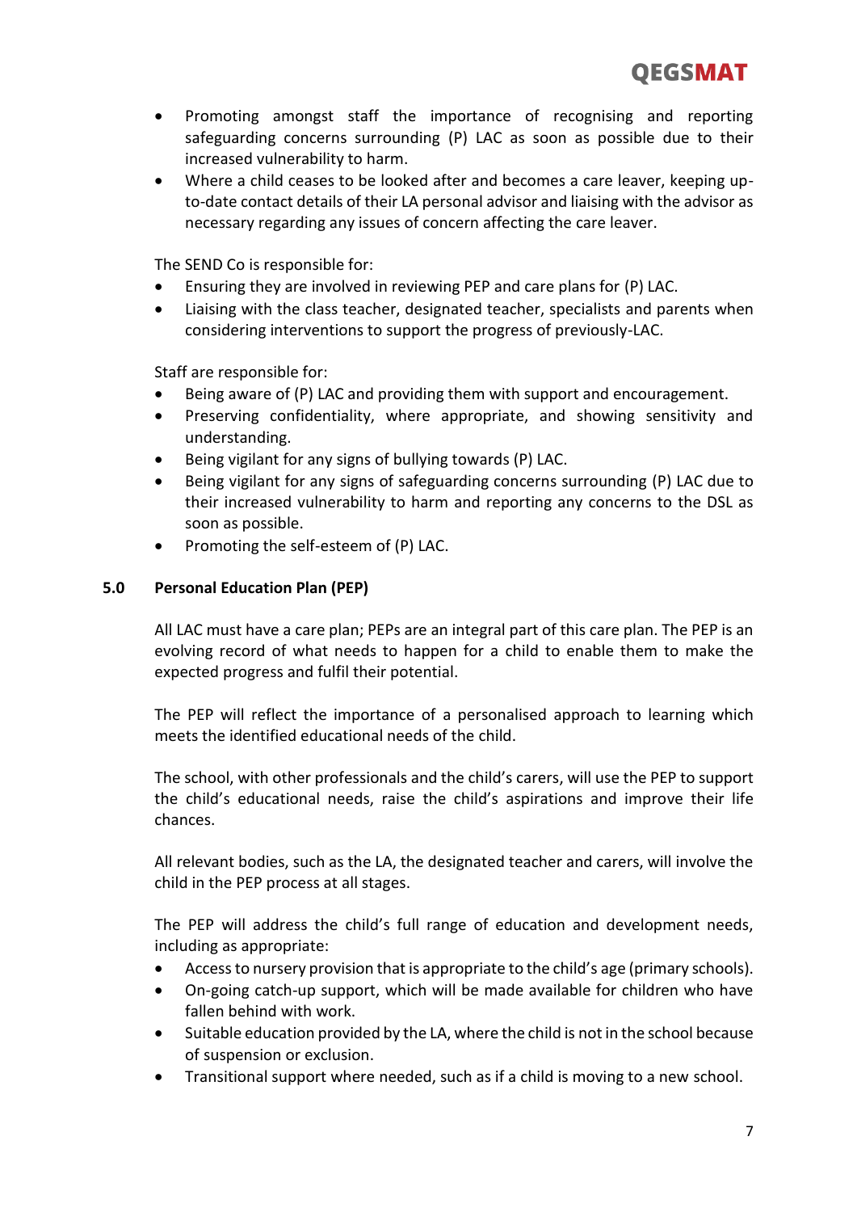- Promoting amongst staff the importance of recognising and reporting safeguarding concerns surrounding (P) LAC as soon as possible due to their increased vulnerability to harm.
- Where a child ceases to be looked after and becomes a care leaver, keeping up-to-date contact details of their LA personal advisor and liaising with the advisor as necessary regarding any issues of concern affecting the care leaver.

The SEND Co is responsible for:

- Ensuring they are involved in reviewing PEP and care plans for (P) LAC.
- Liaising with the class teacher, designated teacher, specialists and parents when considering interventions to support the progress of previously-LAC.

Staff are responsible for:

- Being aware of (P) LAC and providing them with support and encouragement.
- Preserving confidentiality, where appropriate, and showing sensitivity and understanding.
- Being vigilant for any signs of bullying towards (P) LAC.
- Being vigilant for any signs of safeguarding concerns surrounding (P) LAC due to their increased vulnerability to harm and reporting any concerns to the DSL as soon as possible.
- Promoting the self-esteem of (P) LAC.

## 5.0 Personal Education Plan (PEP)

All LAC must have a care plan; PEPs are an integral part of this care plan. The PEP is an evolving record of what needs to happen for a child to enable them to make the expected progress and fulfil their potential.

The PEP will reflect the importance of a personalised approach to learning which meets the identified educational needs of the child.

The school, with other professionals and the child's carers, will use the PEP to support the child's educational needs, raise the child's aspirations and improve their life chances.

All relevant bodies, such as the LA, the designated teacher and carers, will involve the child in the PEP process at all stages.

The PEP will address the child's full range of education and development needs, including as appropriate:

- Access to nursery provision that is appropriate to the child's age (primary schools).
- On-going catch-up support, which will be made available for children who have fallen behind with work.
- Suitable education provided by the LA, where the child is not in the school because of suspension or exclusion.
- Transitional support where needed, such as if a child is moving to a new school.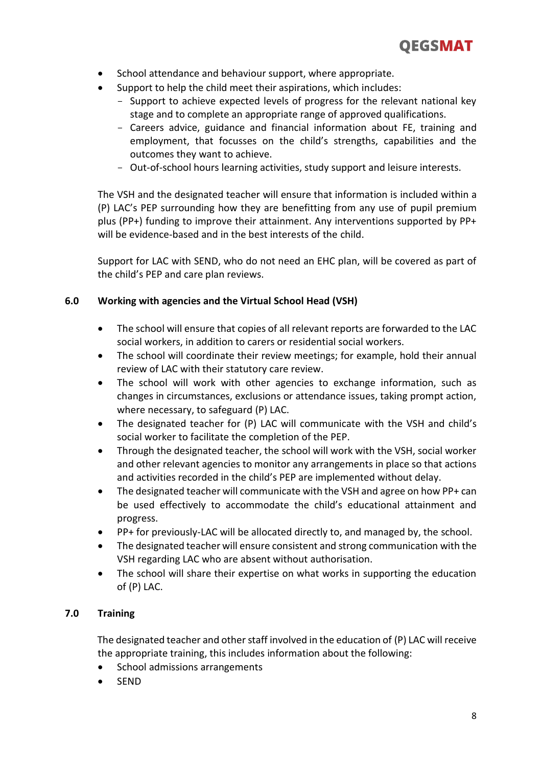- School attendance and behaviour support, where appropriate.
- Support to help the child meet their aspirations, which includes:
  - Support to achieve expected levels of progress for the relevant national key stage and to complete an appropriate range of approved qualifications.
  - Careers advice, guidance and financial information about FE, training and employment, that focusses on the child's strengths, capabilities and the outcomes they want to achieve.
  - Out-of-school hours learning activities, study support and leisure interests.

The VSH and the designated teacher will ensure that information is included within a (P) LAC's PEP surrounding how they are benefitting from any use of pupil premium plus (PP+) funding to improve their attainment. Any interventions supported by PP+ will be evidence-based and in the best interests of the child.

Support for LAC with SEND, who do not need an EHC plan, will be covered as part of the child's PEP and care plan reviews.

## 6.0 Working with agencies and the Virtual School Head (VSH)

- The school will ensure that copies of all relevant reports are forwarded to the LAC social workers, in addition to carers or residential social workers.
- The school will coordinate their review meetings; for example, hold their annual review of LAC with their statutory care review.
- The school will work with other agencies to exchange information, such as changes in circumstances, exclusions or attendance issues, taking prompt action, where necessary, to safeguard (P) LAC.
- The designated teacher for (P) LAC will communicate with the VSH and child's social worker to facilitate the completion of the PEP.
- Through the designated teacher, the school will work with the VSH, social worker and other relevant agencies to monitor any arrangements in place so that actions and activities recorded in the child's PEP are implemented without delay.
- The designated teacher will communicate with the VSH and agree on how PP+ can be used effectively to accommodate the child's educational attainment and progress.
- PP+ for previously-LAC will be allocated directly to, and managed by, the school.
- The designated teacher will ensure consistent and strong communication with the VSH regarding LAC who are absent without authorisation.
- The school will share their expertise on what works in supporting the education of (P) LAC.

## 7.0 Training

The designated teacher and other staff involved in the education of (P) LAC will receive the appropriate training, this includes information about the following:

- School admissions arrangements
- SEND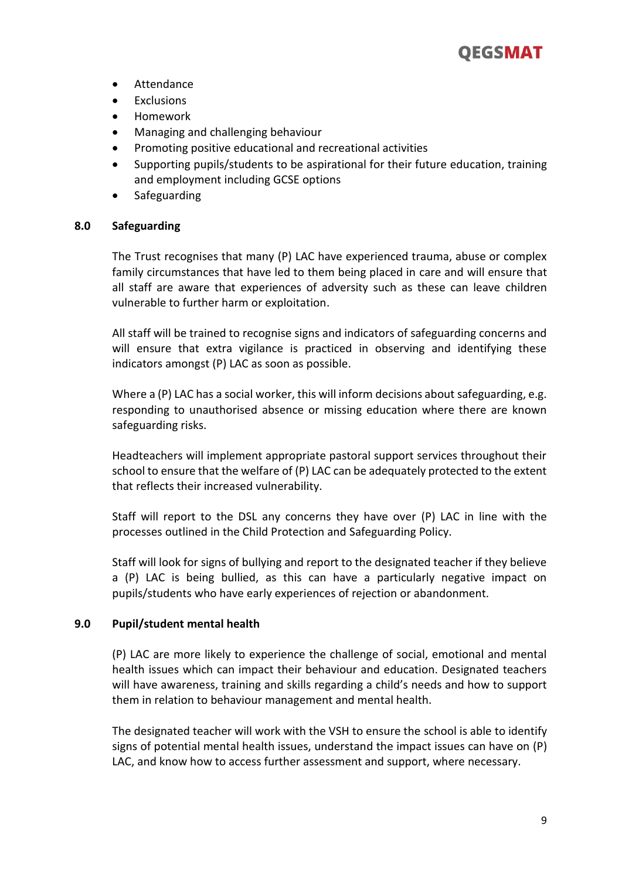- Attendance
- Exclusions
- Homework
- Managing and challenging behaviour
- Promoting positive educational and recreational activities
- Supporting pupils/students to be aspirational for their future education, training and employment including GCSE options
- Safeguarding

## 8.0 Safeguarding

The Trust recognises that many (P) LAC have experienced trauma, abuse or complex family circumstances that have led to them being placed in care and will ensure that all staff are aware that experiences of adversity such as these can leave children vulnerable to further harm or exploitation.

All staff will be trained to recognise signs and indicators of safeguarding concerns and will ensure that extra vigilance is practiced in observing and identifying these indicators amongst (P) LAC as soon as possible.

Where a (P) LAC has a social worker, this will inform decisions about safeguarding, e.g. responding to unauthorised absence or missing education where there are known safeguarding risks.

Headteachers will implement appropriate pastoral support services throughout their school to ensure that the welfare of (P) LAC can be adequately protected to the extent that reflects their increased vulnerability.

Staff will report to the DSL any concerns they have over (P) LAC in line with the processes outlined in the Child Protection and Safeguarding Policy.

Staff will look for signs of bullying and report to the designated teacher if they believe a (P) LAC is being bullied, as this can have a particularly negative impact on pupils/students who have early experiences of rejection or abandonment.

## 9.0 Pupil/student mental health

(P) LAC are more likely to experience the challenge of social, emotional and mental health issues which can impact their behaviour and education. Designated teachers will have awareness, training and skills regarding a child's needs and how to support them in relation to behaviour management and mental health.

The designated teacher will work with the VSH to ensure the school is able to identify signs of potential mental health issues, understand the impact issues can have on (P) LAC, and know how to access further assessment and support, where necessary.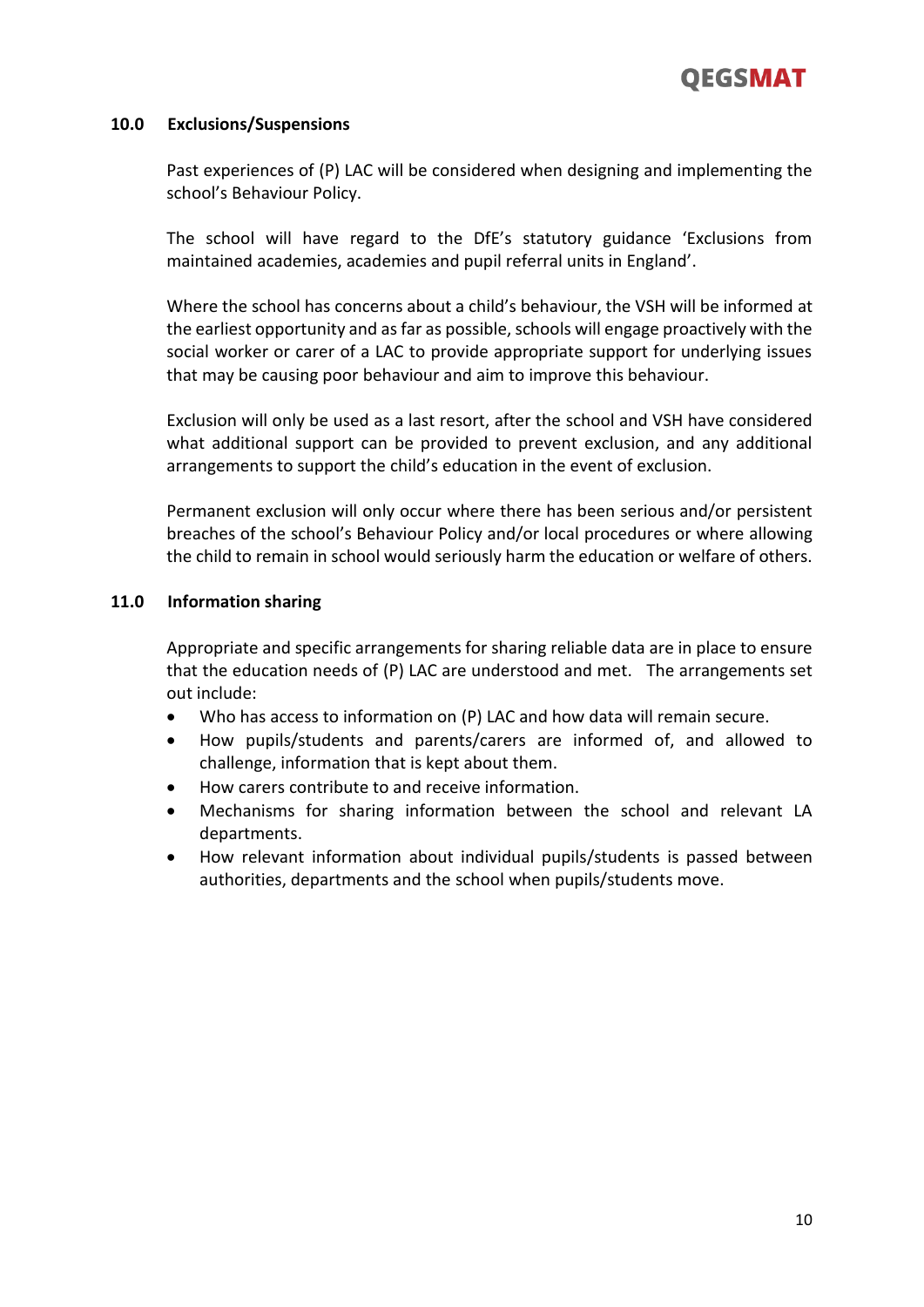## 10.0 Exclusions/Suspensions

Past experiences of (P) LAC will be considered when designing and implementing the school's Behaviour Policy.

The school will have regard to the DfE's statutory guidance 'Exclusions from maintained academies, academies and pupil referral units in England'.

Where the school has concerns about a child's behaviour, the VSH will be informed at the earliest opportunity and as far as possible, schools will engage proactively with the social worker or carer of a LAC to provide appropriate support for underlying issues that may be causing poor behaviour and aim to improve this behaviour.

Exclusion will only be used as a last resort, after the school and VSH have considered what additional support can be provided to prevent exclusion, and any additional arrangements to support the child's education in the event of exclusion.

Permanent exclusion will only occur where there has been serious and/or persistent breaches of the school's Behaviour Policy and/or local procedures or where allowing the child to remain in school would seriously harm the education or welfare of others.

## 11.0 Information sharing

Appropriate and specific arrangements for sharing reliable data are in place to ensure that the education needs of (P) LAC are understood and met. The arrangements set out include:

- Who has access to information on (P) LAC and how data will remain secure.
- How pupils/students and parents/carers are informed of, and allowed to challenge, information that is kept about them.
- How carers contribute to and receive information.
- Mechanisms for sharing information between the school and relevant LA departments.
- How relevant information about individual pupils/students is passed between authorities, departments and the school when pupils/students move.